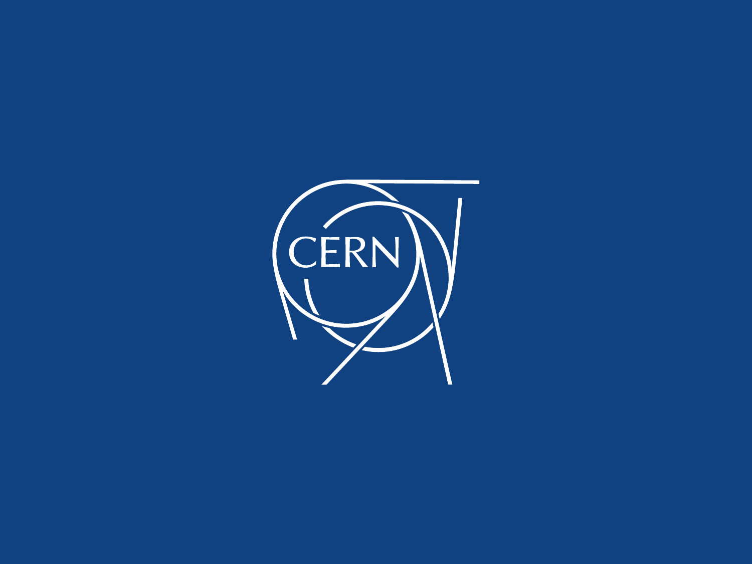CERN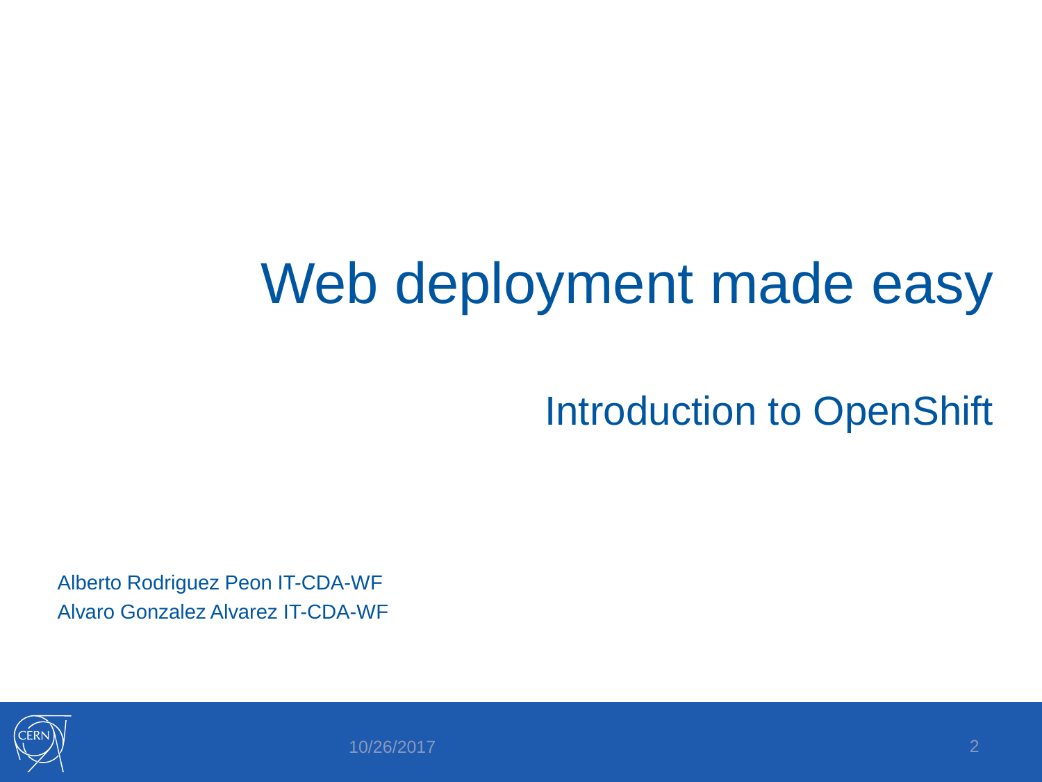# Web deployment made easy

## Introduction to OpenShift

Alberto Rodriguez Peon IT-CDA-WF
Alvaro Gonzalez Alvarez IT-CDA-WF

10/26/2017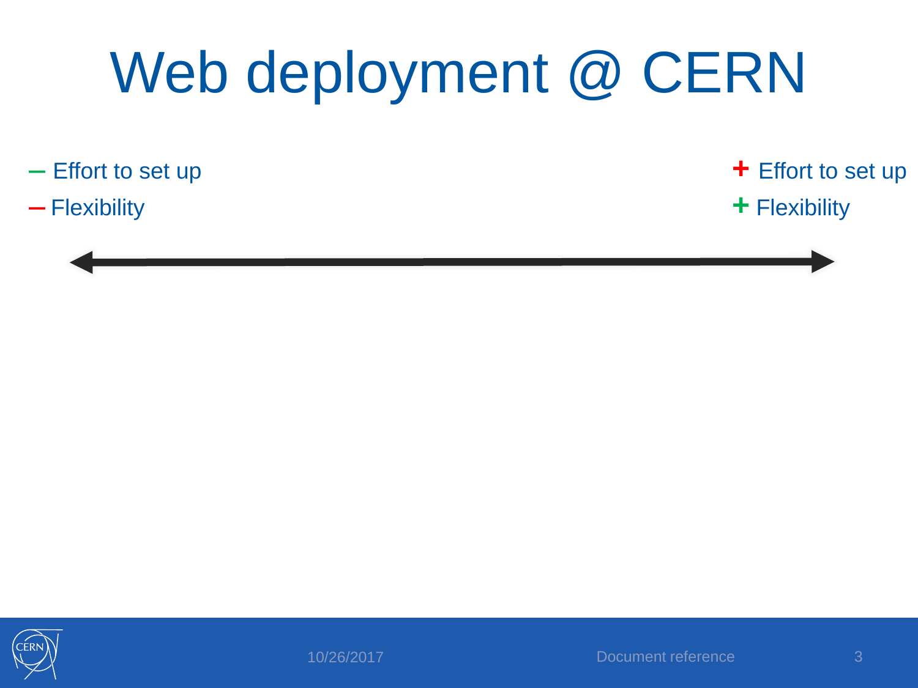# Web deployment @ CERN

– Effort to set up

– Flexibility

+ Effort to set up

+ Flexibility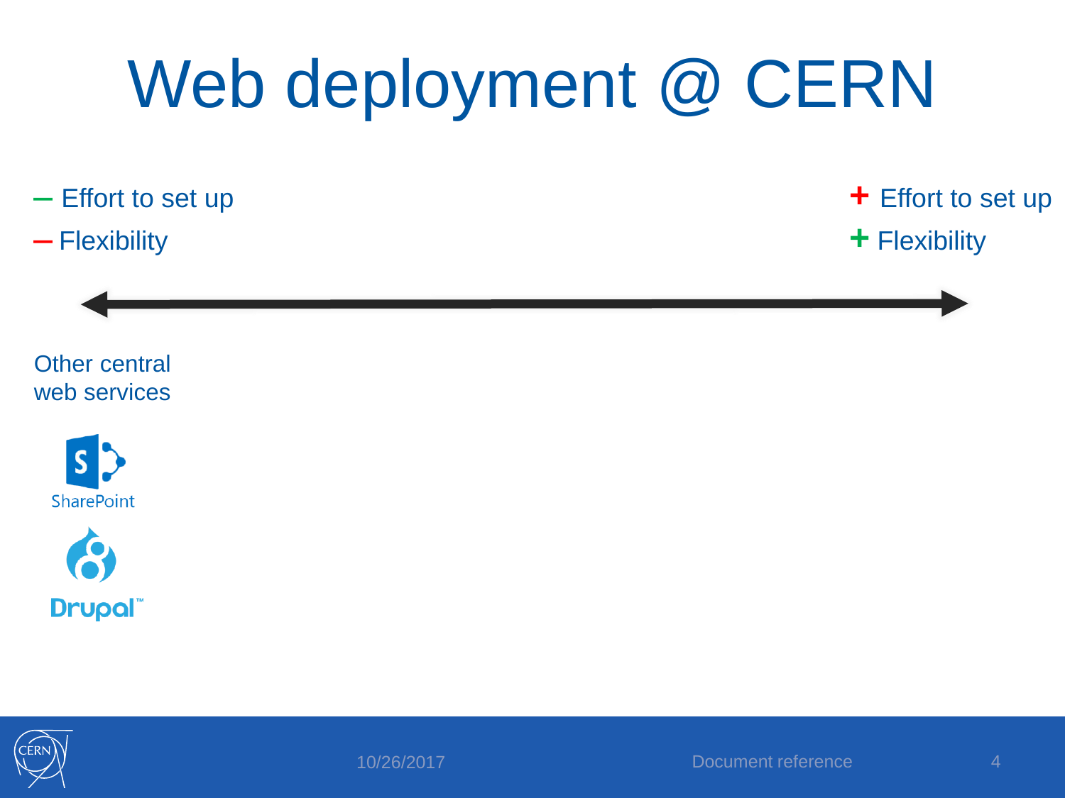# Web deployment @ CERN

– Effort to set up

– Flexibility

+ Effort to set up

+ Flexibility

Other central web services

SharePoint

Drupal™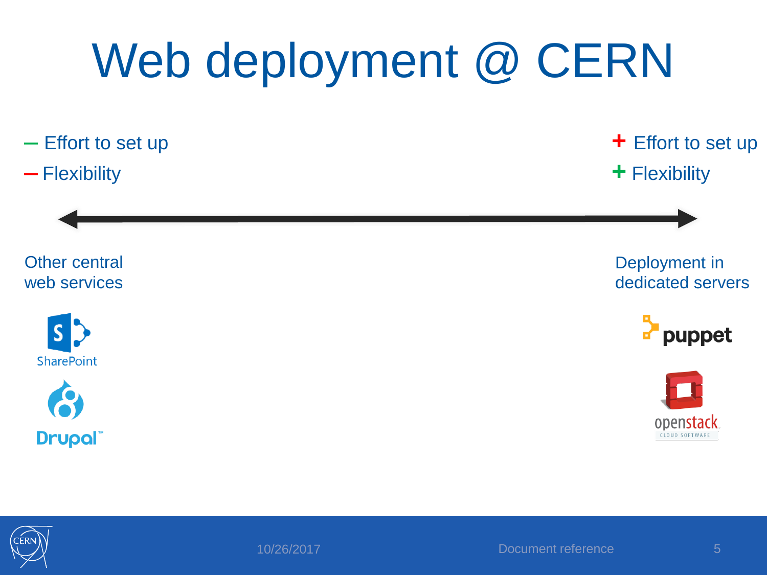# Web deployment @ CERN

– Effort to set up

– Flexibility

\+ Effort to set up

\+ Flexibility

Other central web services

SharePoint

Drupal™

Deployment in dedicated servers

puppet

openstack CLOUD SOFTWARE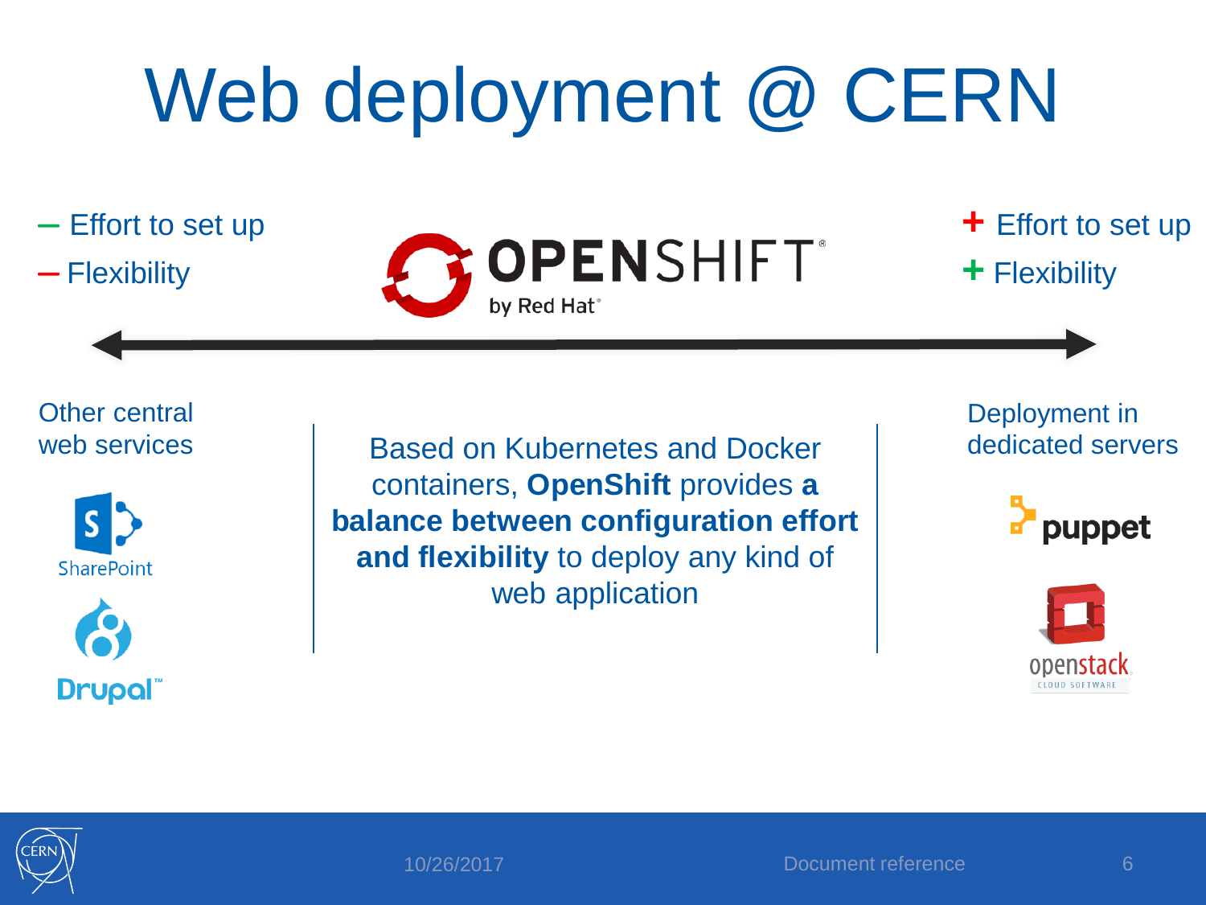# Web deployment @ CERN

– Effort to set up
– Flexibility

OPENSHIFT by Red Hat

+ Effort to set up
+ Flexibility

Other central web services

SharePoint

Drupal

Based on Kubernetes and Docker containers, **OpenShift** provides **a balance between configuration effort and flexibility** to deploy any kind of web application

Deployment in dedicated servers

puppet

openstack CLOUD SOFTWARE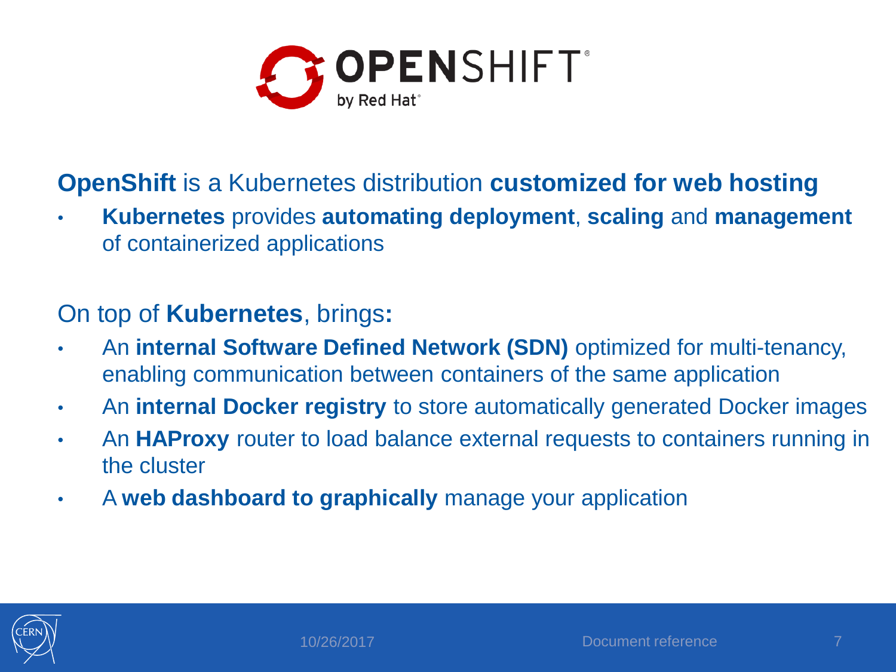**OpenShift** is a Kubernetes distribution **customized for web hosting**

- **Kubernetes** provides **automating deployment**, **scaling** and **management** of containerized applications

On top of **Kubernetes**, brings**:**

- An **internal Software Defined Network (SDN)** optimized for multi-tenancy, enabling communication between containers of the same application
- An **internal Docker registry** to store automatically generated Docker images
- An **HAProxy** router to load balance external requests to containers running in the cluster
- A **web dashboard to graphically** manage your application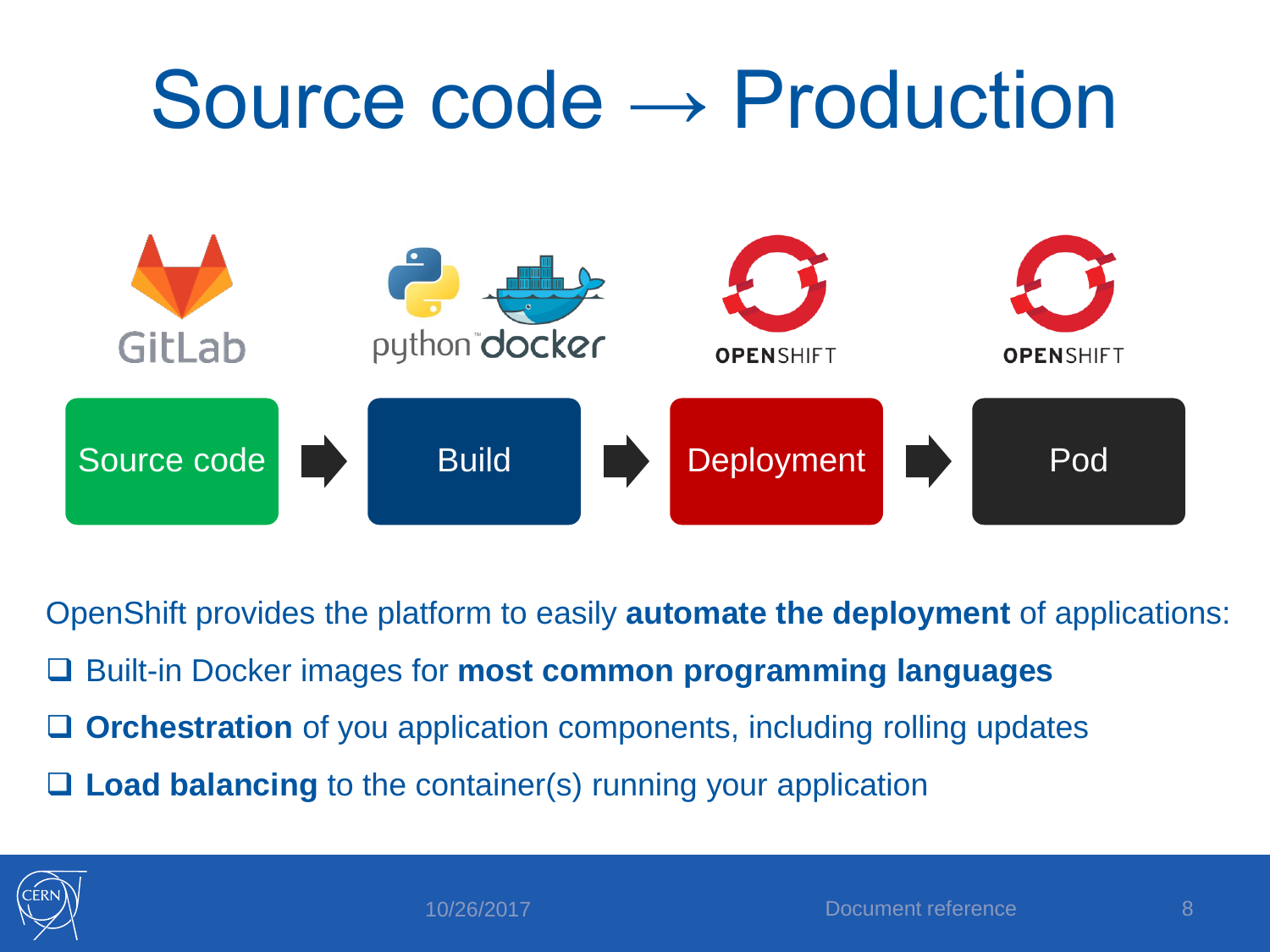# Source code → Production

GitLab | python docker | OPENSHIFT | OPENSHIFT

Source code → Build → Deployment → Pod

OpenShift provides the platform to easily **automate the deployment** of applications:

- Built-in Docker images for **most common programming languages**
- **Orchestration** of you application components, including rolling updates
- **Load balancing** to the container(s) running your application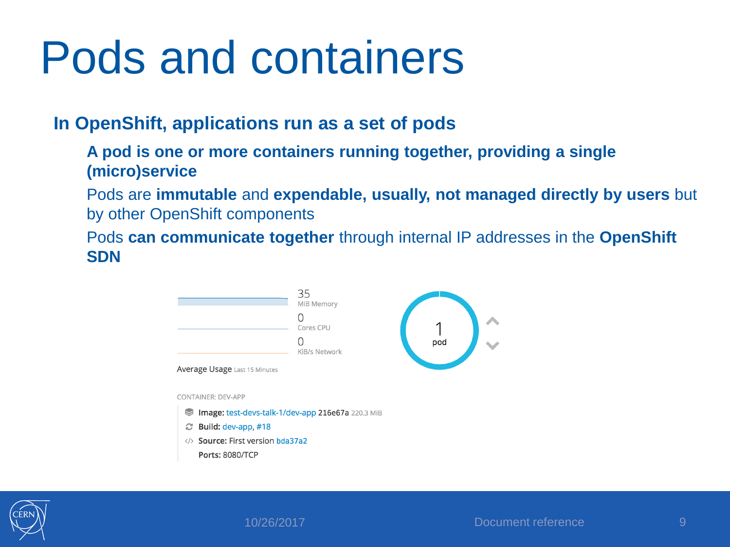# Pods and containers

- **In OpenShift, applications run as a set of pods**
  - **A pod is one or more containers running together, providing a single (micro)service**
  - Pods are **immutable** and **expendable, usually, not managed directly by users** but by other OpenShift components
  - Pods **can communicate together** through internal IP addresses in the **OpenShift SDN**

35
MiB Memory

0
Cores CPU

0
KiB/s Network

Average Usage Last 15 Minutes

1
pod

CONTAINER: DEV-APP

**Image:** test-devs-talk-1/dev-app 216e67a 220.3 MiB

**Build:** dev-app, #18

**Source:** First version bda37a2

**Ports:** 8080/TCP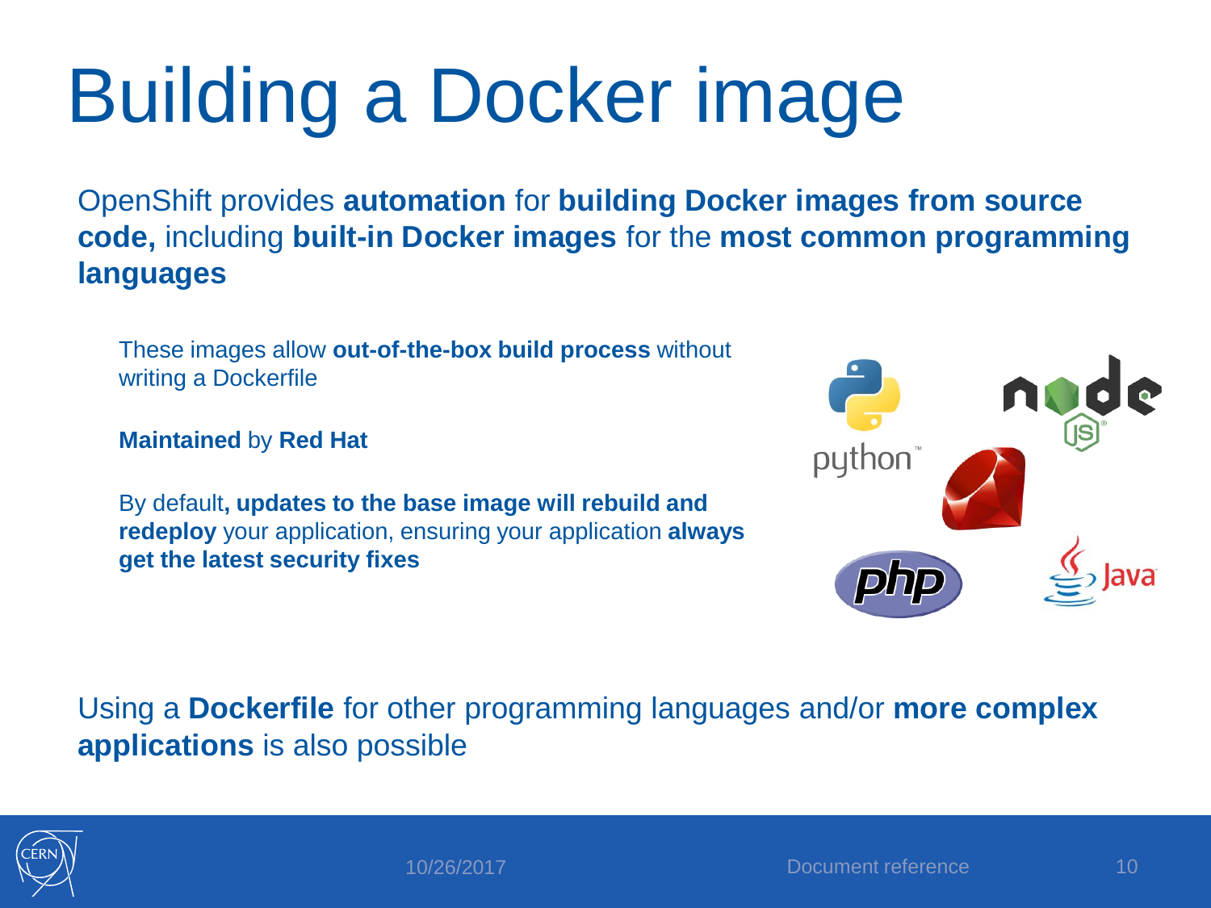# Building a Docker image

OpenShift provides **automation** for **building Docker images from source code,** including **built-in Docker images** for the **most common programming languages**

- These images allow **out-of-the-box build process** without writing a Dockerfile
- **Maintained** by **Red Hat**
- By default**, updates to the base image will rebuild and redeploy** your application, ensuring your application **always get the latest security fixes**

Using a **Dockerfile** for other programming languages and/or **more complex applications** is also possible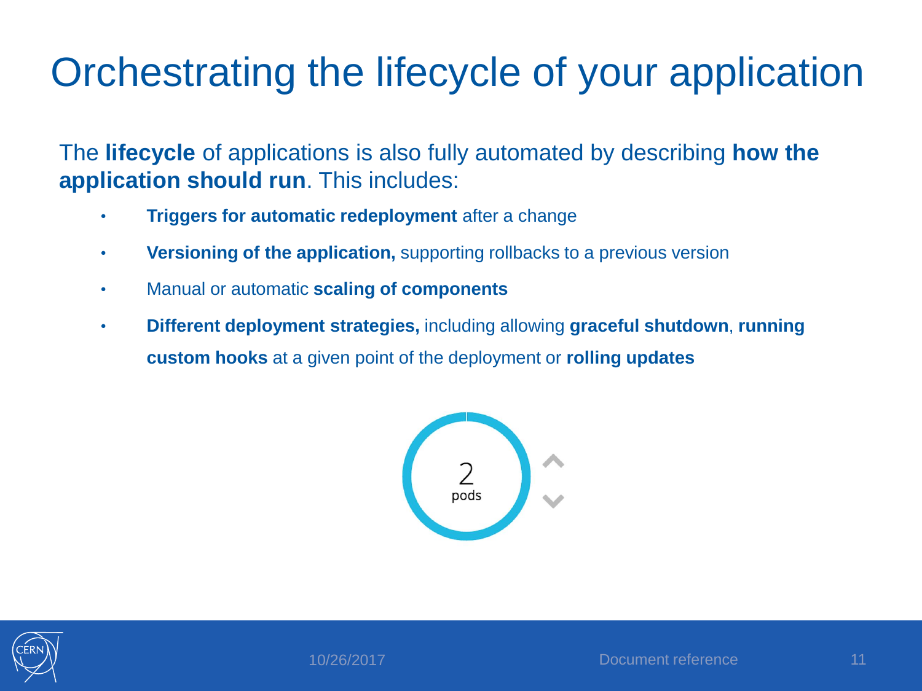# Orchestrating the lifecycle of your application

The **lifecycle** of applications is also fully automated by describing **how the application should run**. This includes:

- **Triggers for automatic redeployment** after a change
- **Versioning of the application,** supporting rollbacks to a previous version
- Manual or automatic **scaling of components**
- **Different deployment strategies,** including allowing **graceful shutdown**, **running custom hooks** at a given point of the deployment or **rolling updates**

2
pods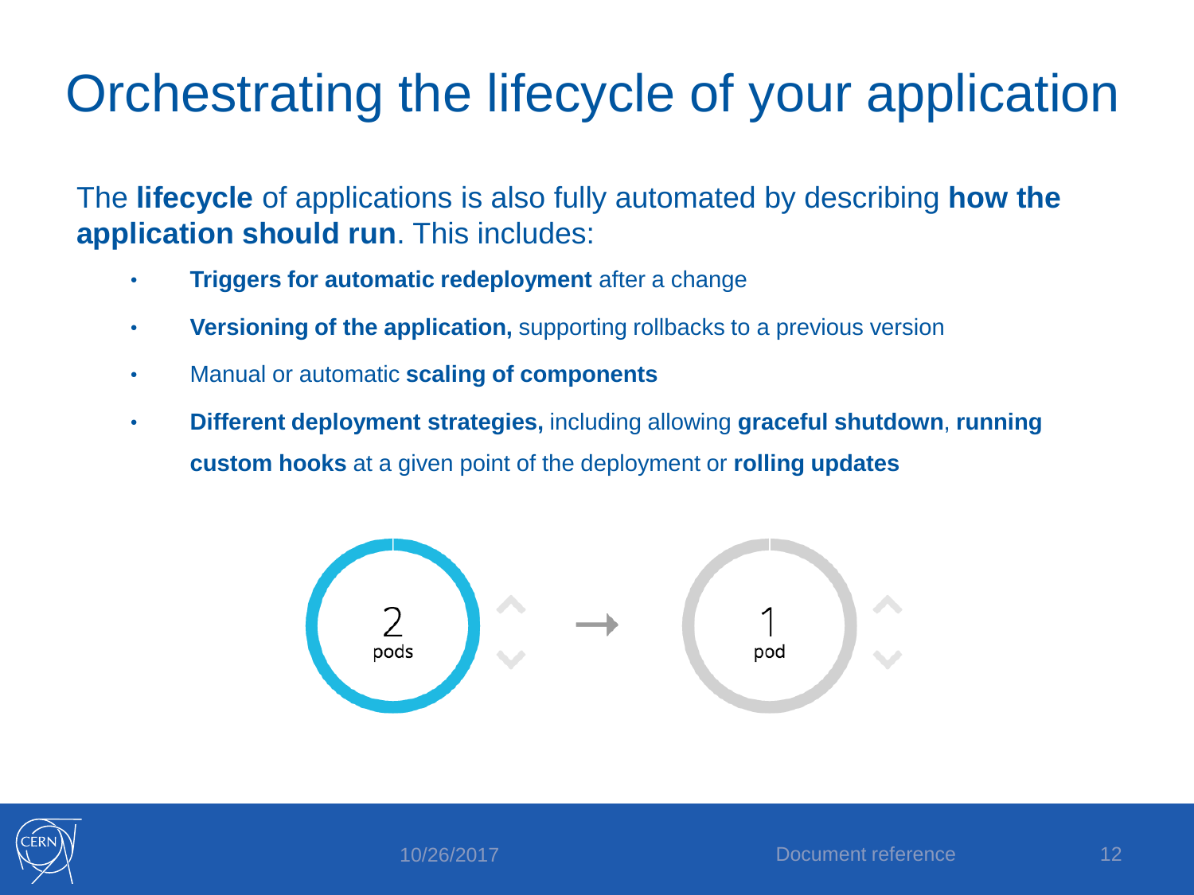# Orchestrating the lifecycle of your application

The **lifecycle** of applications is also fully automated by describing **how the application should run**. This includes:

- **Triggers for automatic redeployment** after a change
- **Versioning of the application,** supporting rollbacks to a previous version
- Manual or automatic **scaling of components**
- **Different deployment strategies,** including allowing **graceful shutdown**, **running custom hooks** at a given point of the deployment or **rolling updates**

2 pods → 1 pod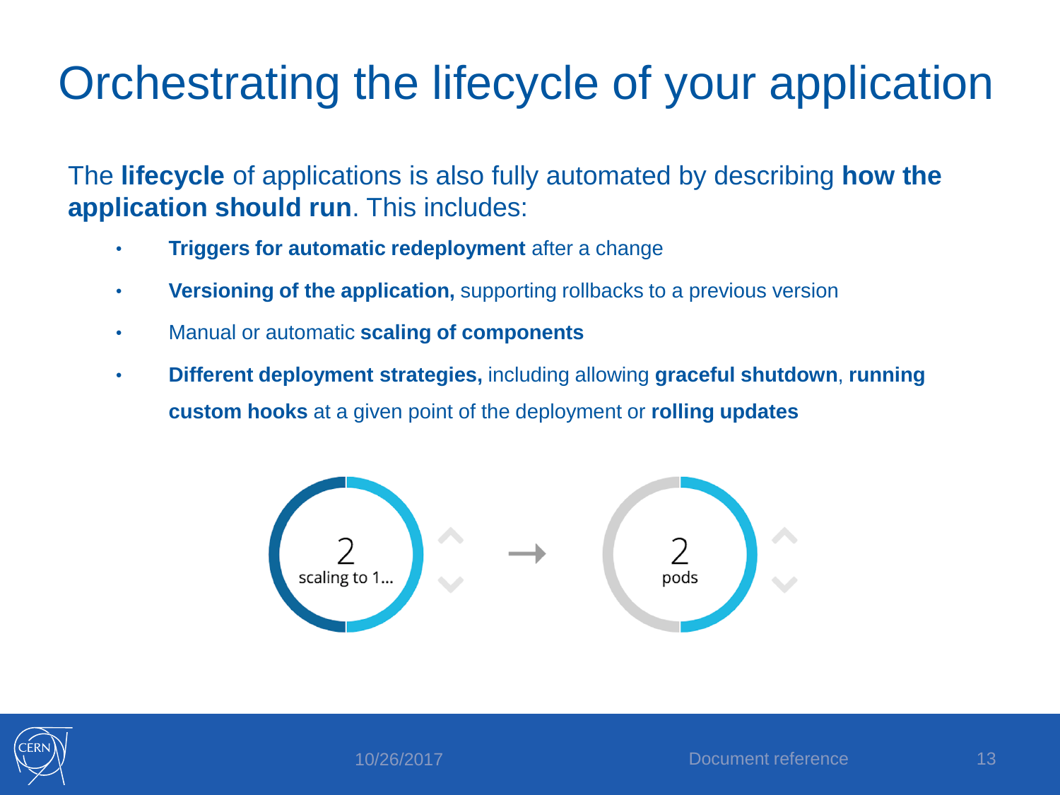# Orchestrating the lifecycle of your application

The **lifecycle** of applications is also fully automated by describing **how the application should run**. This includes:

- **Triggers for automatic redeployment** after a change
- **Versioning of the application,** supporting rollbacks to a previous version
- Manual or automatic **scaling of components**
- **Different deployment strategies,** including allowing **graceful shutdown**, **running custom hooks** at a given point of the deployment or **rolling updates**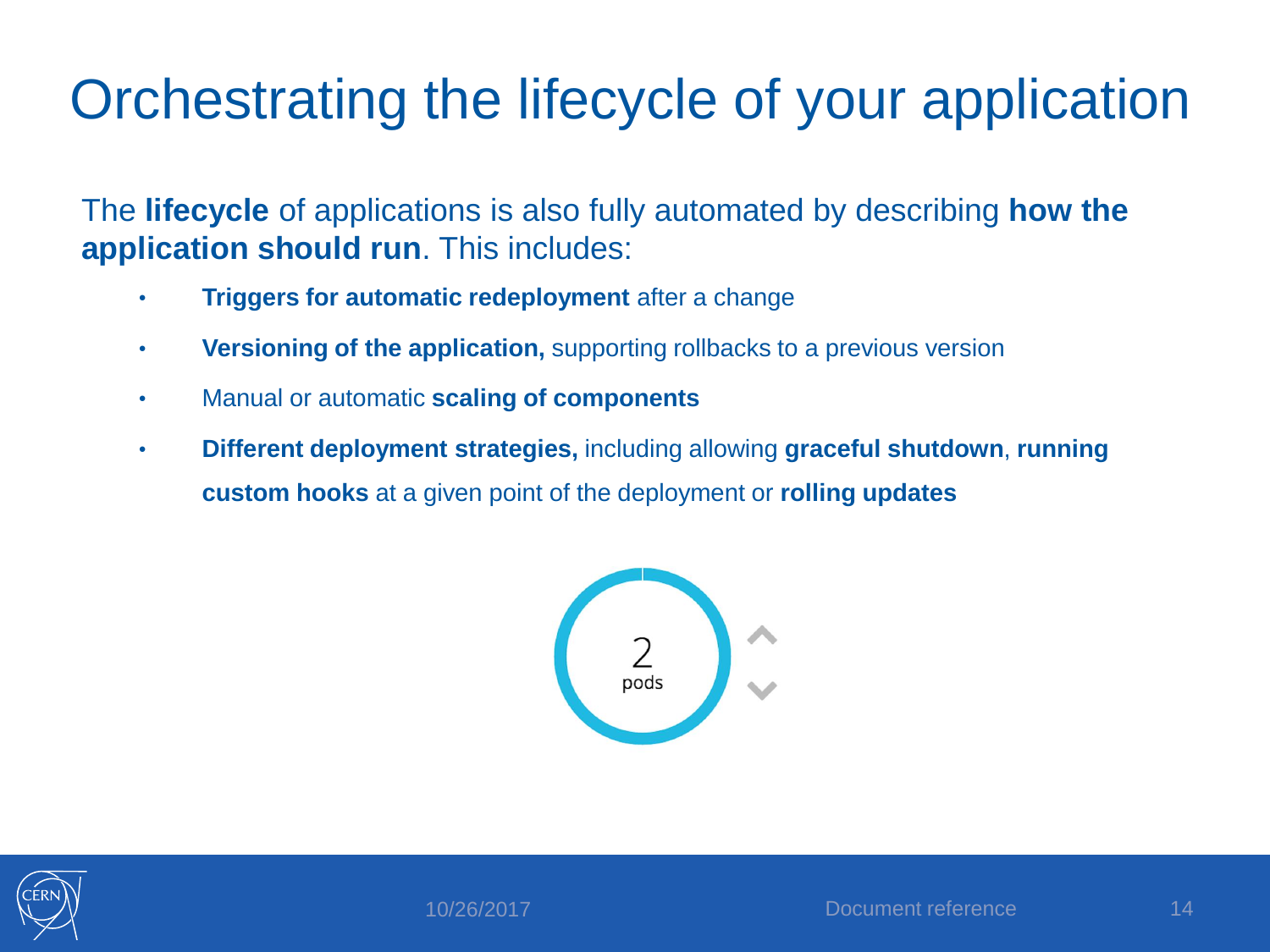# Orchestrating the lifecycle of your application

The **lifecycle** of applications is also fully automated by describing **how the application should run**. This includes:

- **Triggers for automatic redeployment** after a change
- **Versioning of the application,** supporting rollbacks to a previous version
- Manual or automatic **scaling of components**
- **Different deployment strategies,** including allowing **graceful shutdown**, **running custom hooks** at a given point of the deployment or **rolling updates**

2
pods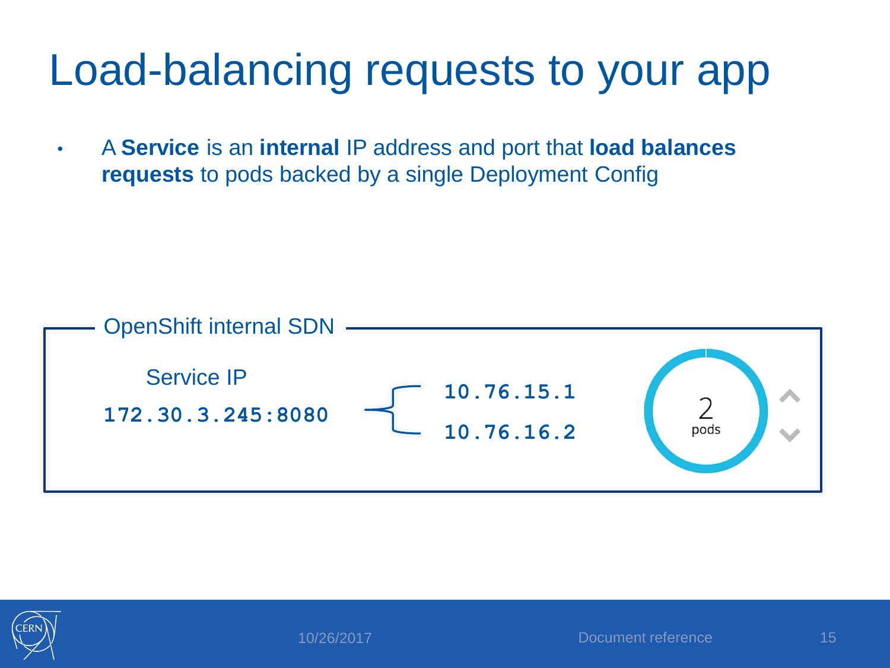# Load-balancing requests to your app

- A **Service** is an **internal** IP address and port that **load balances requests** to pods backed by a single Deployment Config

OpenShift internal SDN

Service IP

**172.30.3.245:8080**

**10.76.15.1**

**10.76.16.2**

2 pods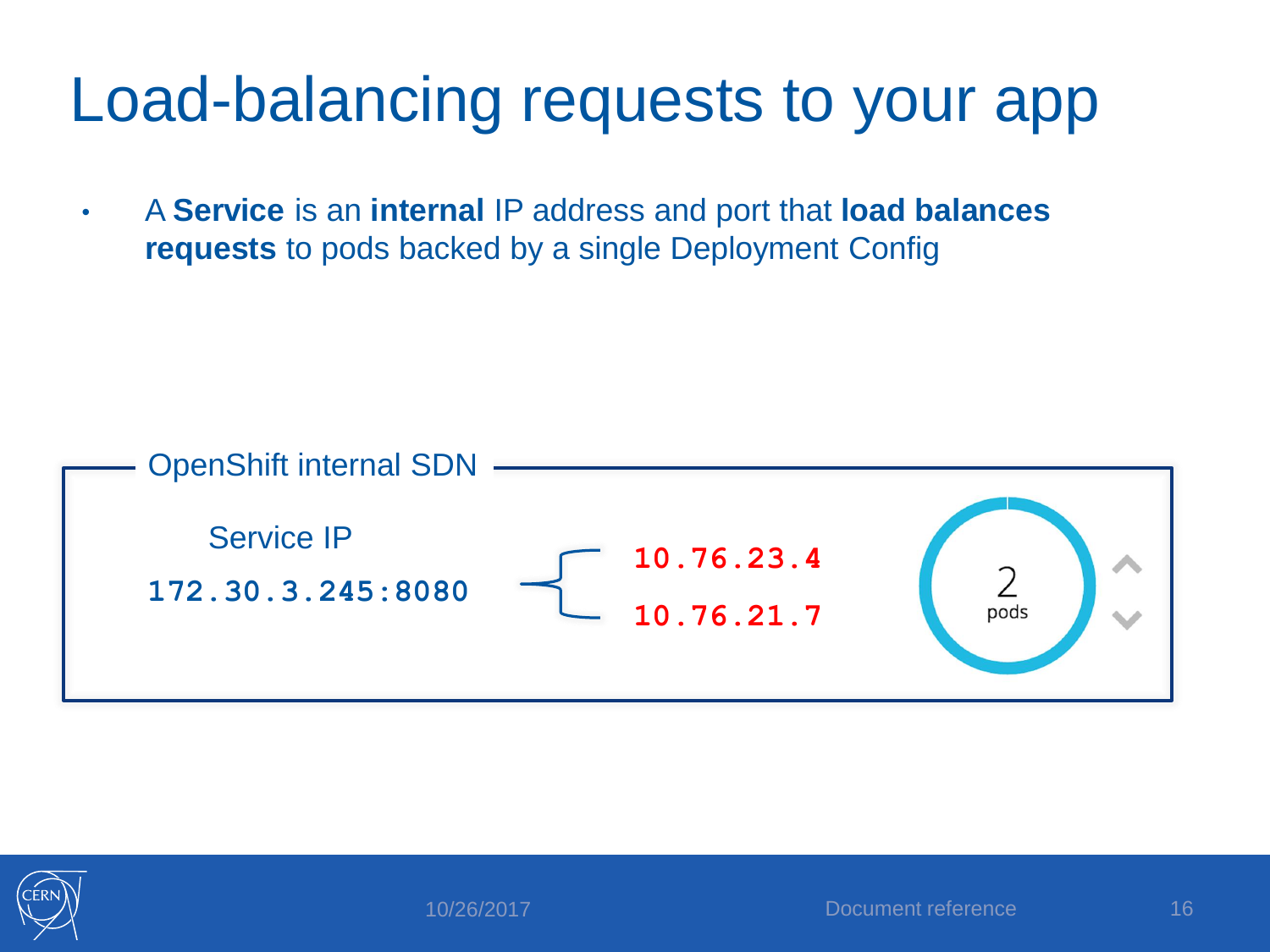# Load-balancing requests to your app

- A **Service** is an **internal** IP address and port that **load balances requests** to pods backed by a single Deployment Config

OpenShift internal SDN

Service IP

**172.30.3.245:8080**

**10.76.23.4**

**10.76.21.7**

2 pods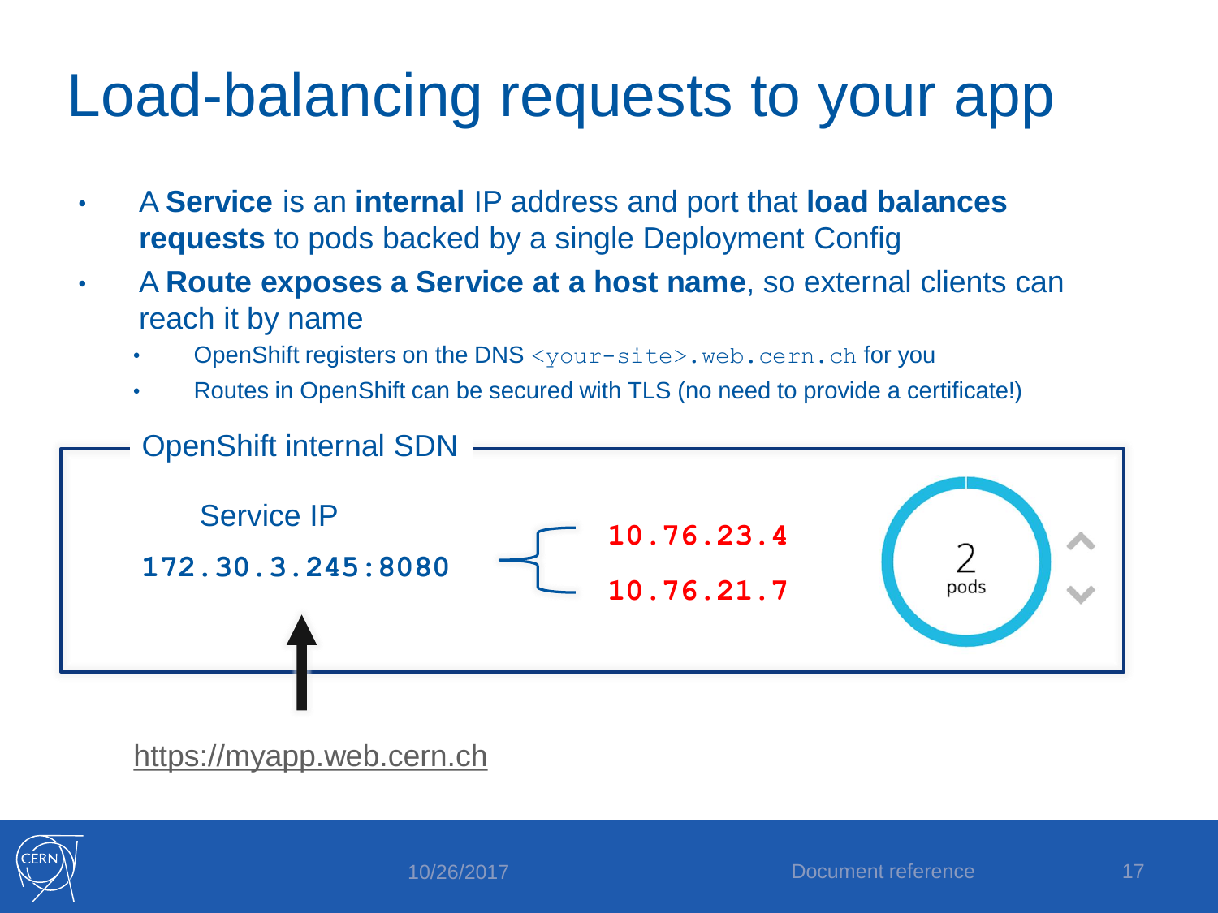# Load-balancing requests to your app

- A **Service** is an **internal** IP address and port that **load balances requests** to pods backed by a single Deployment Config
- A **Route exposes a Service at a host name**, so external clients can reach it by name
  - OpenShift registers on the DNS `<your-site>.web.cern.ch` for you
  - Routes in OpenShift can be secured with TLS (no need to provide a certificate!)

OpenShift internal SDN

Service IP

**172.30.3.245:8080**

**10.76.23.4**

**10.76.21.7**

2 pods

https://myapp.web.cern.ch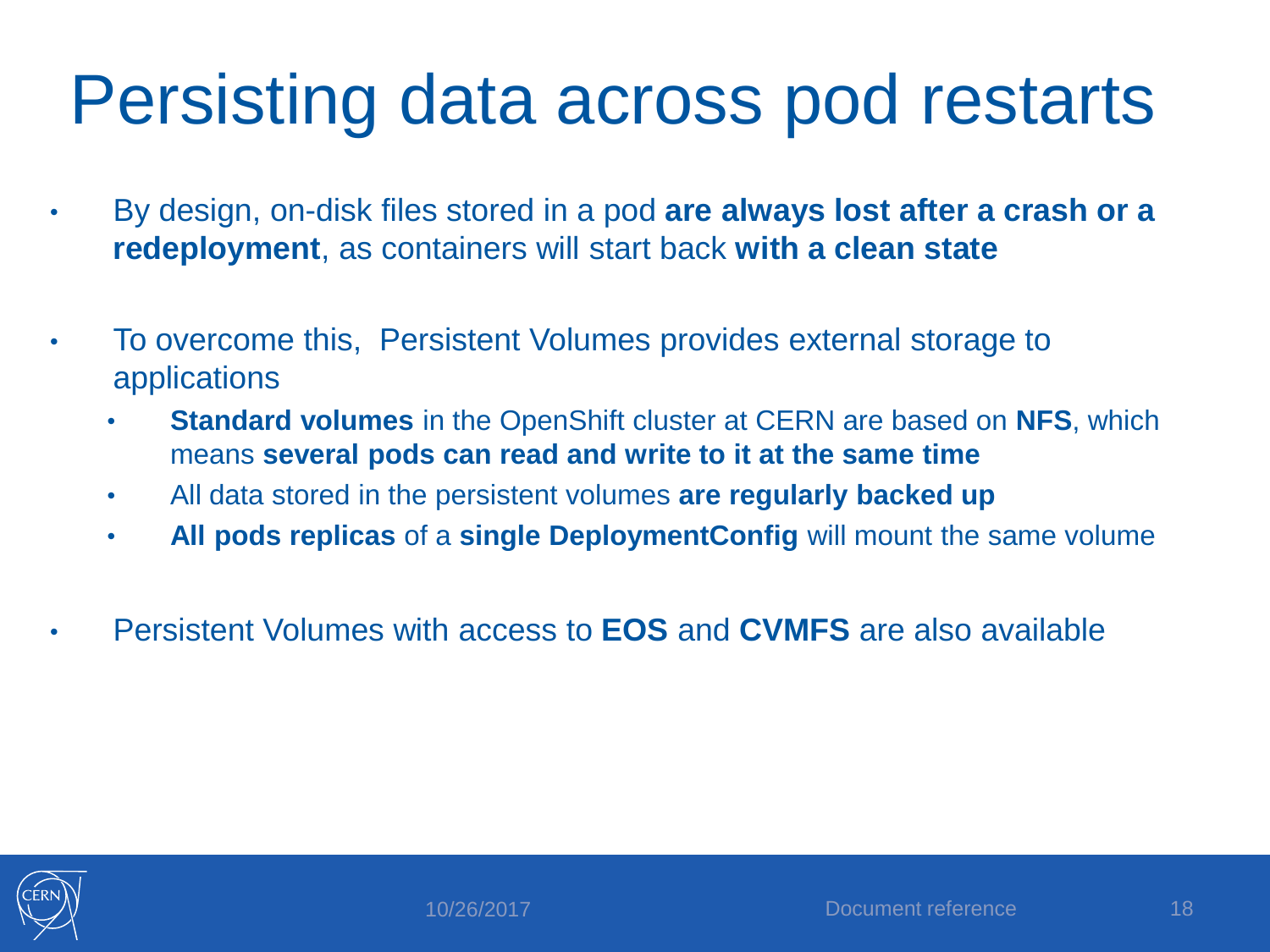# Persisting data across pod restarts

- By design, on-disk files stored in a pod **are always lost after a crash or a redeployment**, as containers will start back **with a clean state**
- To overcome this,  Persistent Volumes provides external storage to applications
  - **Standard volumes** in the OpenShift cluster at CERN are based on **NFS**, which means **several pods can read and write to it at the same time**
  - All data stored in the persistent volumes **are regularly backed up**
  - **All pods replicas** of a **single DeploymentConfig** will mount the same volume
- Persistent Volumes with access to **EOS** and **CVMFS** are also available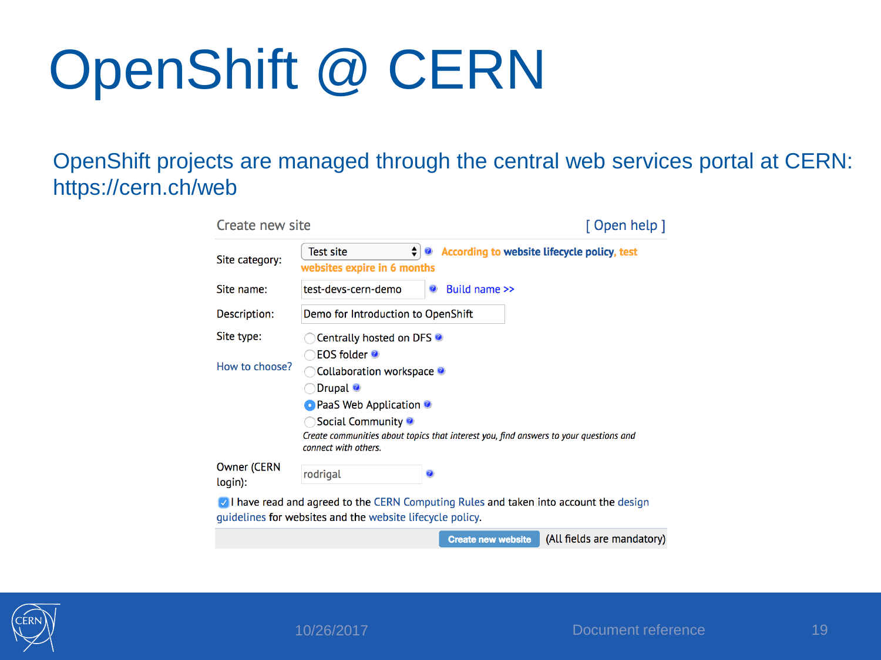# OpenShift @ CERN

OpenShift projects are managed through the central web services portal at CERN: https://cern.ch/web

Create new site [ Open help ]

| | |
|---|---|
| Site category: | Test site — According to website lifecycle policy, test websites expire in 6 months |
| Site name: | test-devs-cern-demo — Build name >> |
| Description: | Demo for Introduction to OpenShift |
| Site type: | ○ Centrally hosted on DFS |
| How to choose? | ○ EOS folder |
| | ○ Collaboration workspace |
| | ○ Drupal |
| | ● PaaS Web Application |
| | ○ Social Community |
| | *Create communities about topics that interest you, find answers to your questions and connect with others.* |
| Owner (CERN login): | rodrigal |

☑ I have read and agreed to the CERN Computing Rules and taken into account the design guidelines for websites and the website lifecycle policy.

**Create new website** (All fields are mandatory)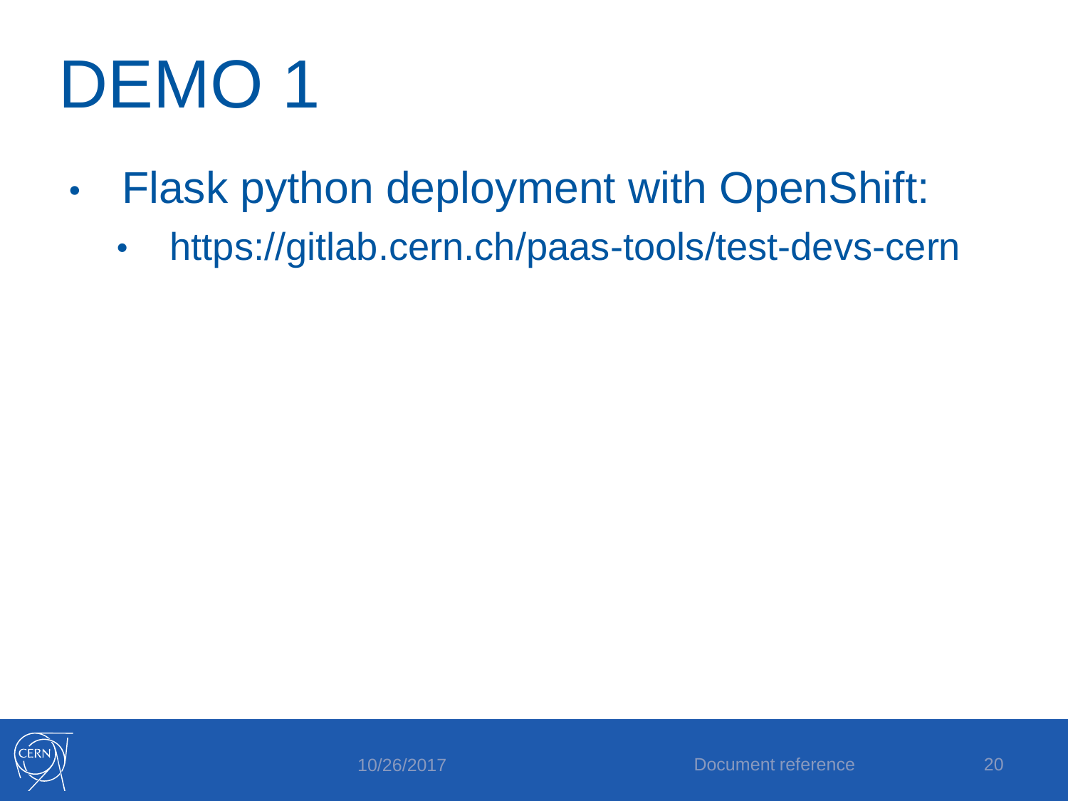# DEMO 1

- Flask python deployment with OpenShift:
  - https://gitlab.cern.ch/paas-tools/test-devs-cern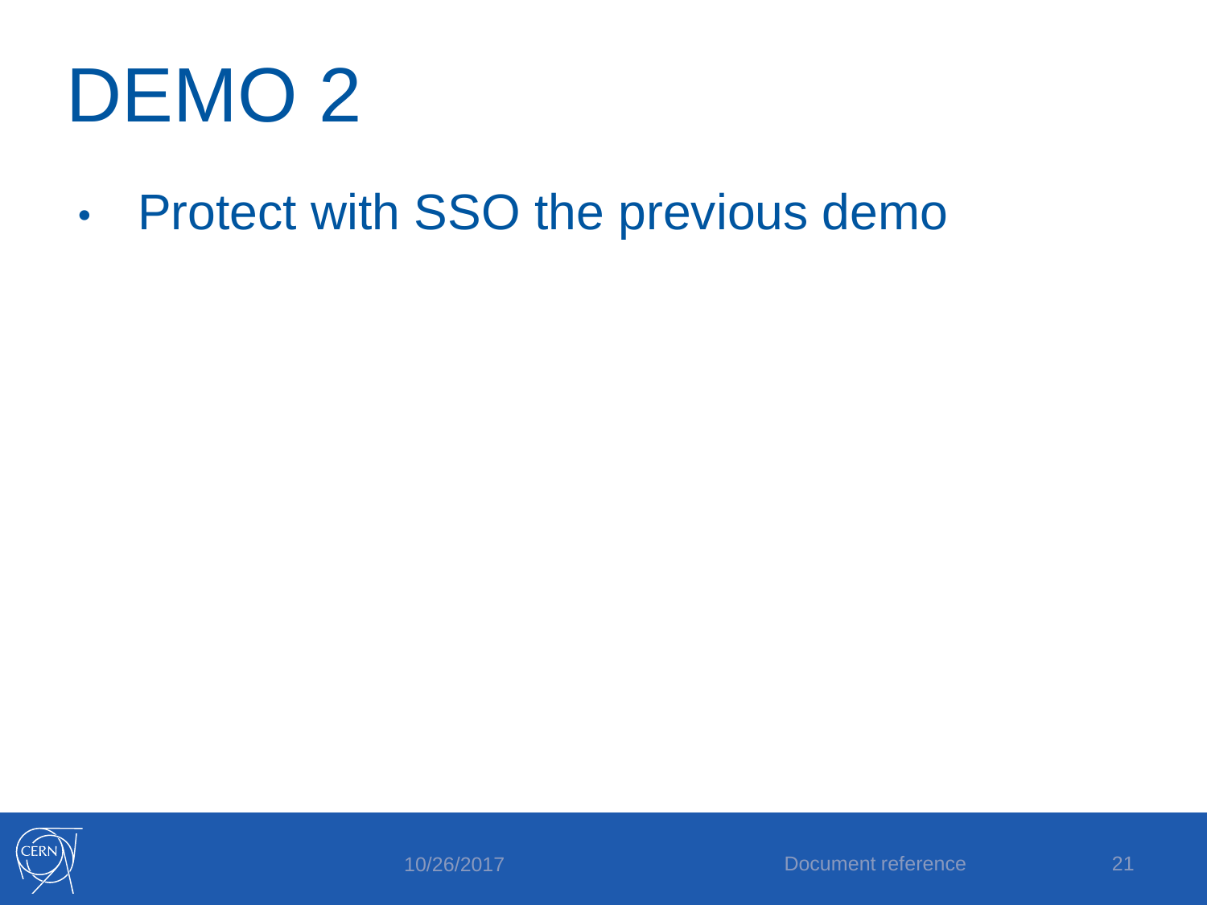# DEMO 2

- Protect with SSO the previous demo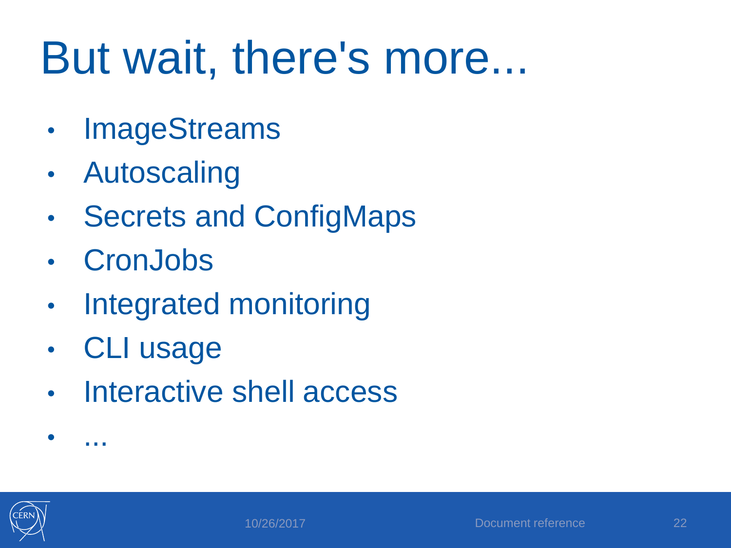# But wait, there's more...

- ImageStreams
- Autoscaling
- Secrets and ConfigMaps
- CronJobs
- Integrated monitoring
- CLI usage
- Interactive shell access
- ...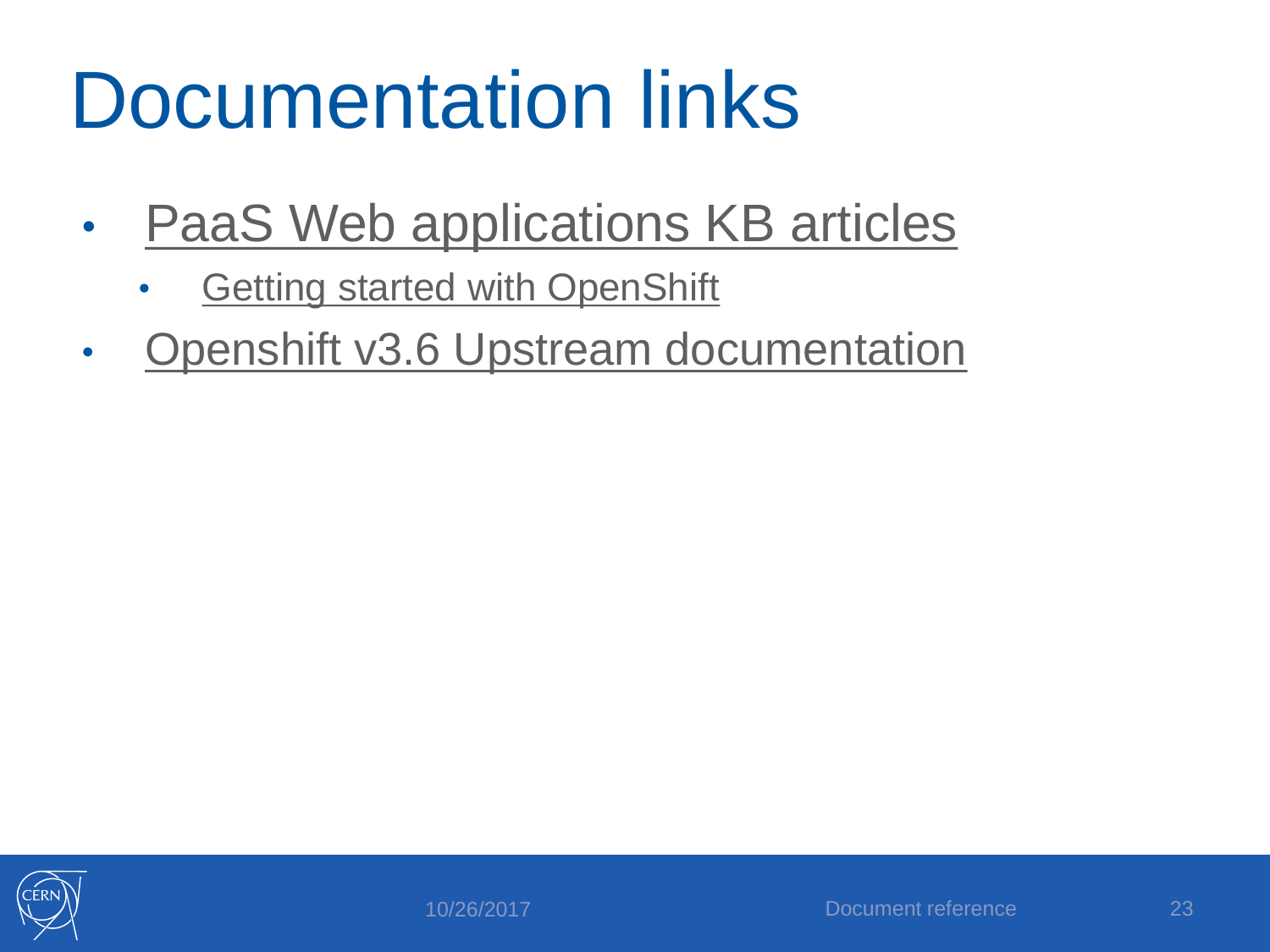# Documentation links

- PaaS Web applications KB articles
  - Getting started with OpenShift
- Openshift v3.6 Upstream documentation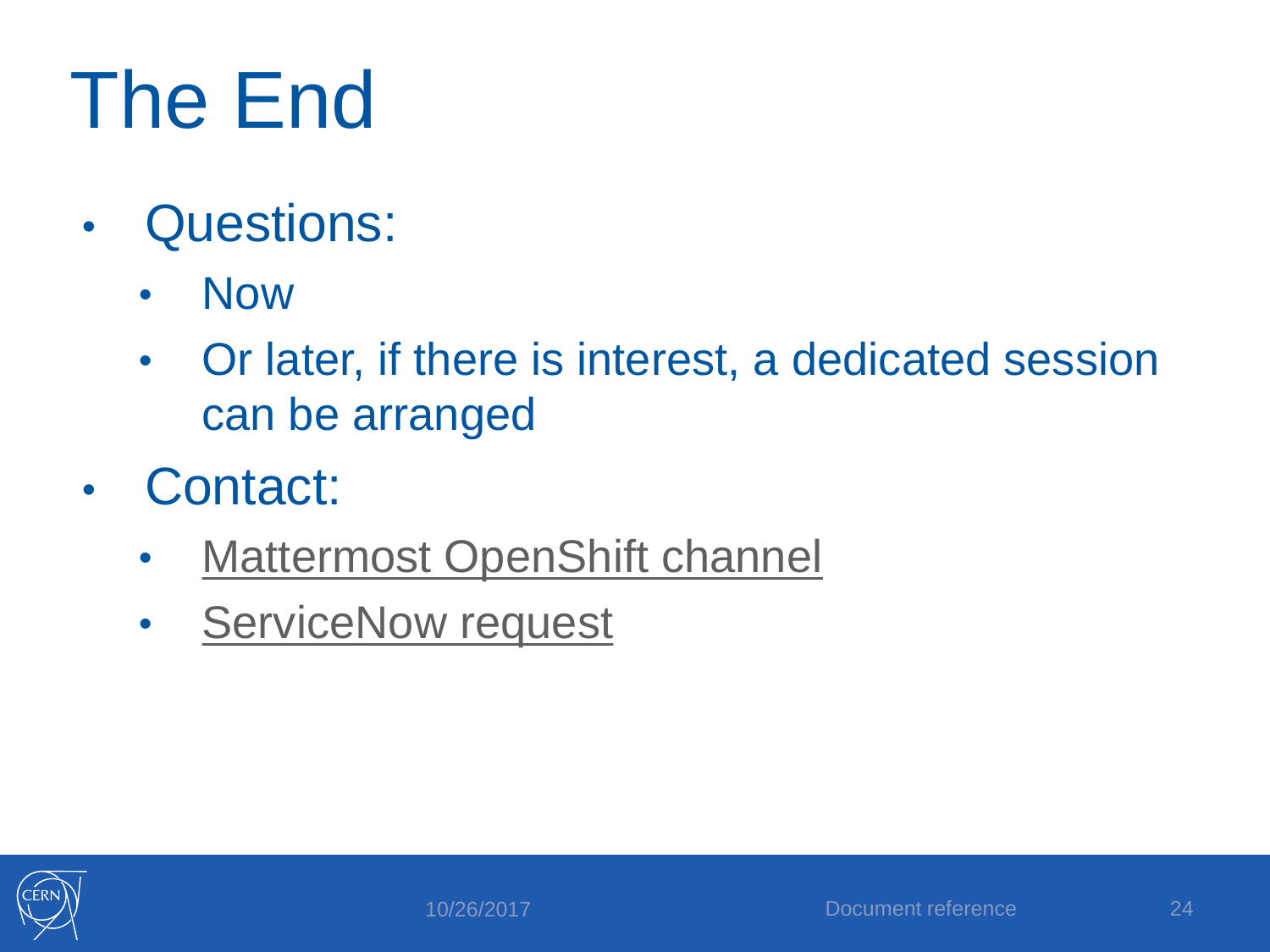# The End

- Questions:
  - Now
  - Or later, if there is interest, a dedicated session can be arranged
- Contact:
  - Mattermost OpenShift channel
  - ServiceNow request